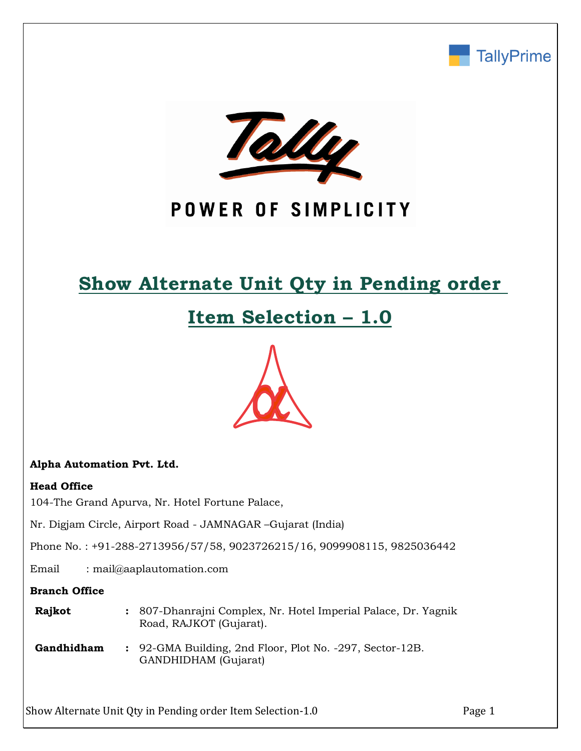TallyPrime

Tally

POWER OF SIMPLICITY

# Show Alternate Unit Qty in Pending order Item Selection – 1.0

**Alpha Automation Pvt. Ltd.**

**Head Office**

104-The Grand Apurva, Nr. Hotel Fortune Palace,

Nr. Digjam Circle, Airport Road - JAMNAGAR –Gujarat (India)

Phone No. : +91-288-2713956/57/58, 9023726215/16, 9099908115, 9825036442

Email : mail@aaplautomation.com

**Branch Office**

| | | |
|---|---|---|
| **Rajkot** | : | 807-Dhanrajni Complex, Nr. Hotel Imperial Palace, Dr. Yagnik Road, RAJKOT (Gujarat). |
| **Gandhidham** | : | 92-GMA Building, 2nd Floor, Plot No. -297, Sector-12B. GANDHIDHAM (Gujarat) |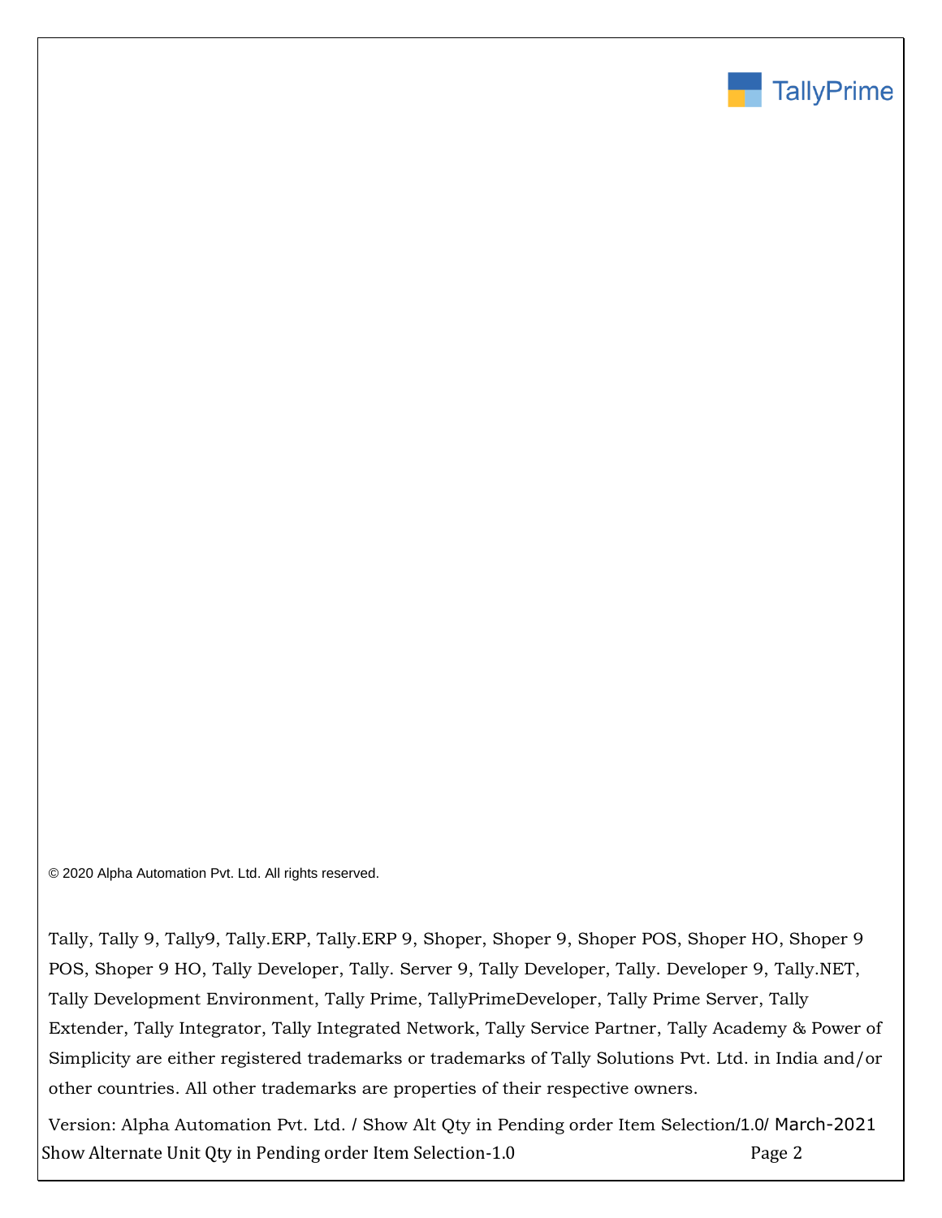© 2020 Alpha Automation Pvt. Ltd. All rights reserved.

Tally, Tally 9, Tally9, Tally.ERP, Tally.ERP 9, Shoper, Shoper 9, Shoper POS, Shoper HO, Shoper 9 POS, Shoper 9 HO, Tally Developer, Tally. Server 9, Tally Developer, Tally. Developer 9, Tally.NET, Tally Development Environment, Tally Prime, TallyPrimeDeveloper, Tally Prime Server, Tally Extender, Tally Integrator, Tally Integrated Network, Tally Service Partner, Tally Academy & Power of Simplicity are either registered trademarks or trademarks of Tally Solutions Pvt. Ltd. in India and/or other countries. All other trademarks are properties of their respective owners.

Version: Alpha Automation Pvt. Ltd. / Show Alt Qty in Pending order Item Selection/1.0/ March-2021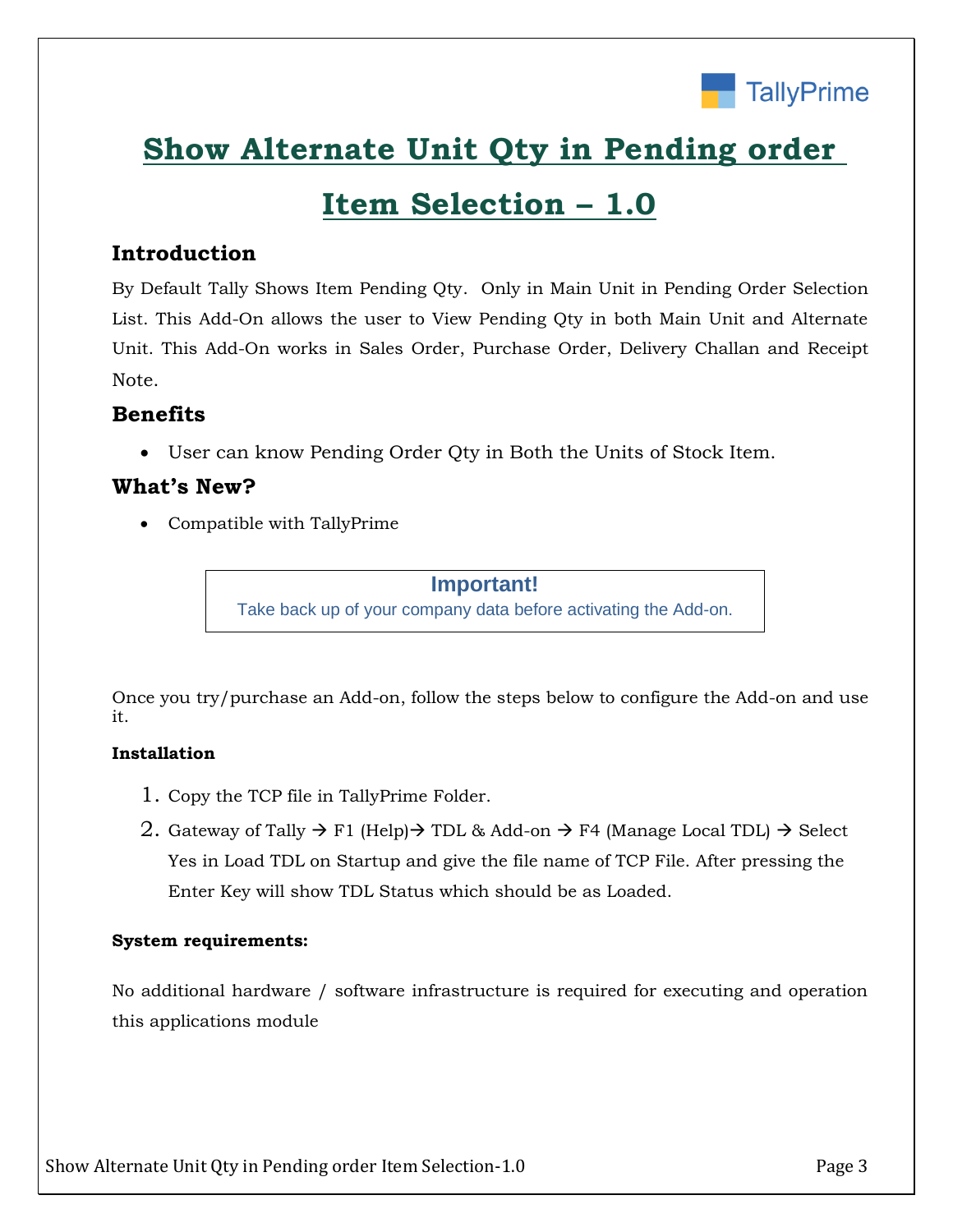# Show Alternate Unit Qty in Pending order Item Selection – 1.0

## Introduction

By Default Tally Shows Item Pending Qty. Only in Main Unit in Pending Order Selection List. This Add-On allows the user to View Pending Qty in both Main Unit and Alternate Unit. This Add-On works in Sales Order, Purchase Order, Delivery Challan and Receipt Note.

## Benefits

- User can know Pending Order Qty in Both the Units of Stock Item.

## What's New?

- Compatible with TallyPrime

**Important!**
Take back up of your company data before activating the Add-on.

Once you try/purchase an Add-on, follow the steps below to configure the Add-on and use it.

**Installation**

1. Copy the TCP file in TallyPrime Folder.
2. Gateway of Tally → F1 (Help)→ TDL & Add-on → F4 (Manage Local TDL) → Select Yes in Load TDL on Startup and give the file name of TCP File. After pressing the Enter Key will show TDL Status which should be as Loaded.

**System requirements:**

No additional hardware / software infrastructure is required for executing and operation this applications module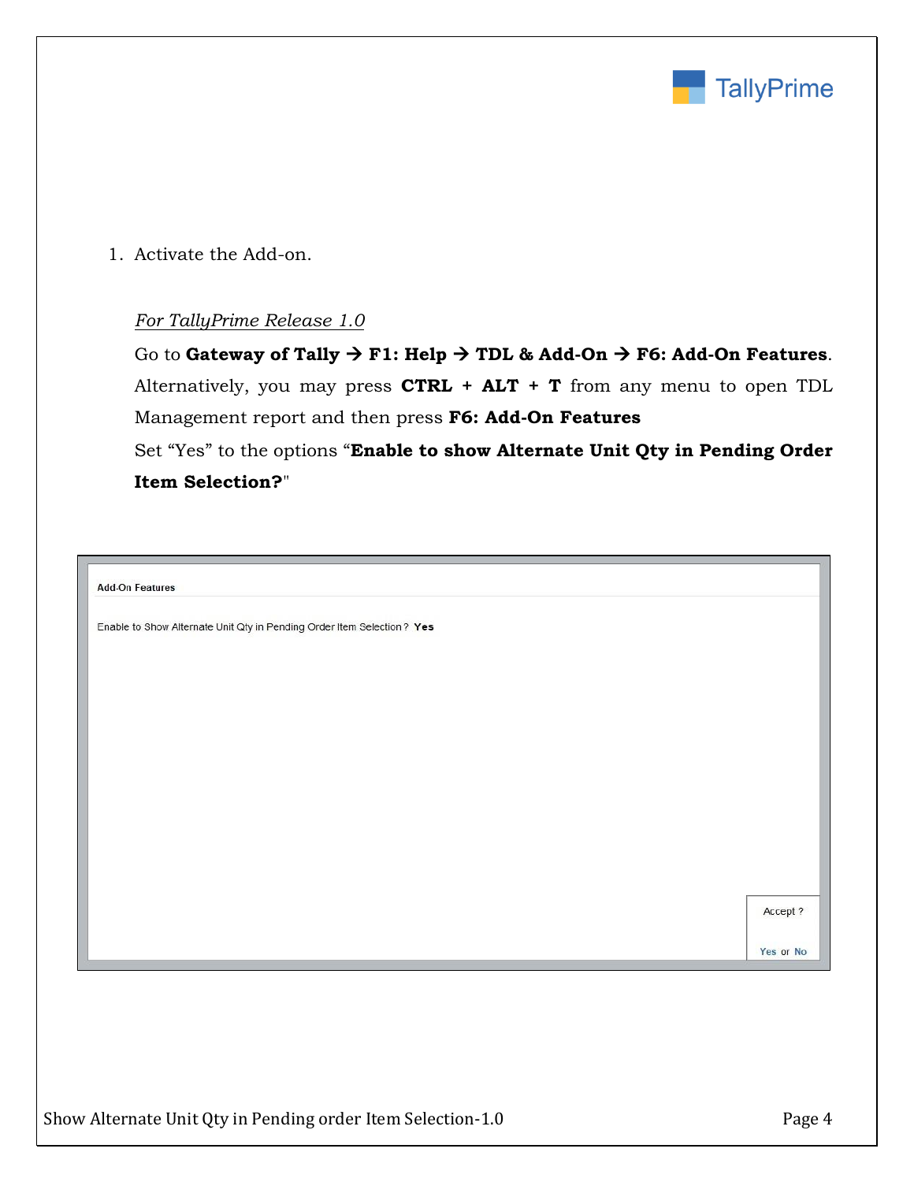1. Activate the Add-on.

   *For TallyPrime Release 1.0*

   Go to **Gateway of Tally → F1: Help → TDL & Add-On → F6: Add-On Features**. Alternatively, you may press **CTRL + ALT + T** from any menu to open TDL Management report and then press **F6: Add-On Features**

   Set “Yes” to the options “**Enable to show Alternate Unit Qty in Pending Order Item Selection?**"

Add-On Features

Enable to Show Alternate Unit Qty in Pending Order Item Selection ? **Yes**

Accept ?

Yes or No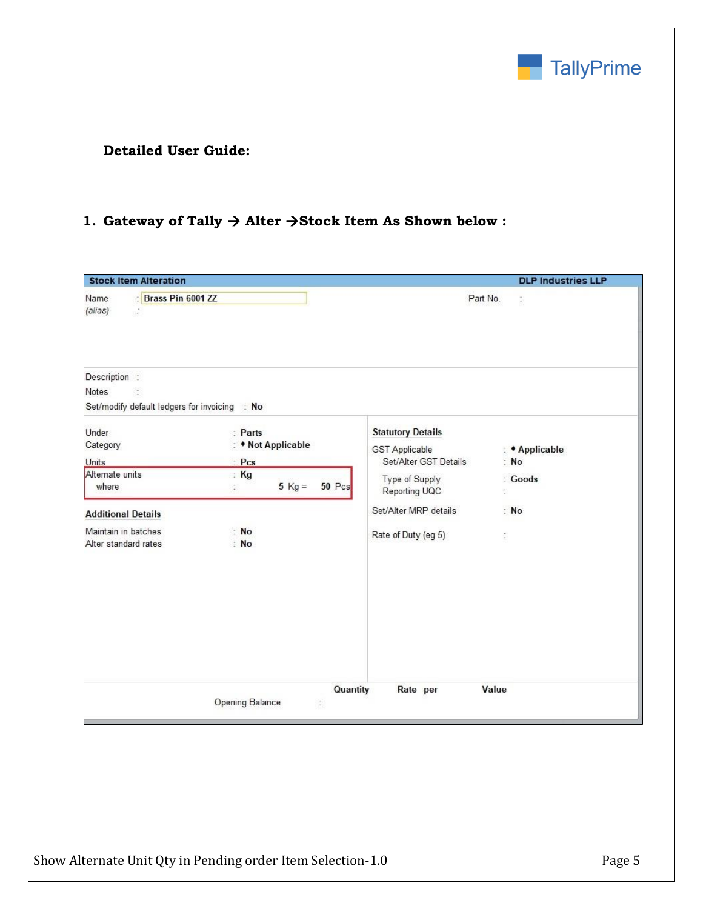**Detailed User Guide:**

1. **Gateway of Tally → Alter →Stock Item As Shown below :**

**Stock Item Alteration** — **DLP Industries LLP**

Name : Brass Pin 6001 ZZ  Part No. :
(alias) :

Description :
Notes :
Set/modify default ledgers for invoicing : **No**

| | | | | |
|---|---|---|---|---|
| Under | : **Parts** | | **Statutory Details** | |
| Category | : ♦ **Not Applicable** | | GST Applicable | : ♦ **Applicable** |
| Units | : **Pcs** | | Set/Alter GST Details | : **No** |
| Alternate units | : **Kg** | | Type of Supply | : **Goods** |
| where | : **5** Kg = **50** Pcs | | Reporting UQC | : |
| **Additional Details** | | | Set/Alter MRP details | : **No** |
| Maintain in batches | : **No** | | Rate of Duty (eg 5) | : |
| Alter standard rates | : **No** | | | |

| | Quantity | Rate | per | Value |
|---|---|---|---|---|
| Opening Balance : | | | | |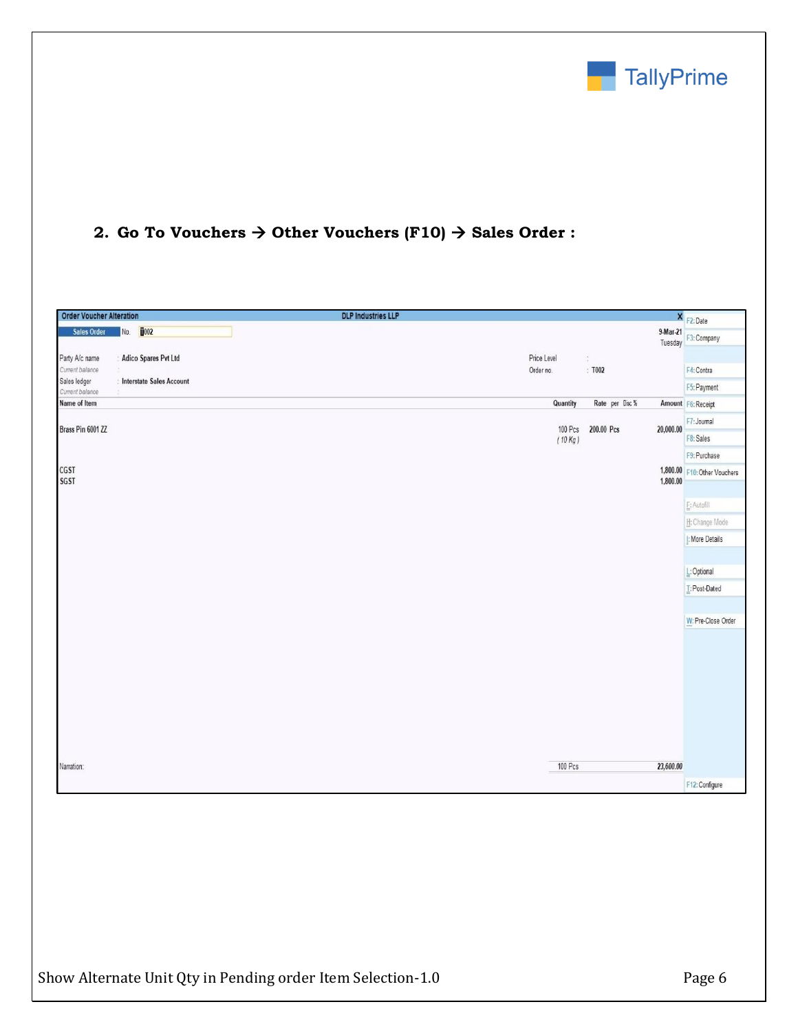**2. Go To Vouchers → Other Vouchers (F10) → Sales Order :**

Order Voucher Alteration — DLP Industries LLP

Sales Order No. T002 — 9-Mar-21, Tuesday

Party A/c name : Adico Spares Pvt Ltd
Current balance :
Sales ledger : Interstate Sales Account
Current balance :

Price Level :
Order no. : T002

| Name of Item | Quantity | Rate | per | Disc % | Amount |
|---|---|---|---|---|---|
| Brass Pin 6001 ZZ | 100 Pcs ( 10 Kg ) | 200.00 | Pcs | | 20,000.00 |
| CGST | | | | | 1,800.00 |
| SGST | | | | | 1,800.00 |
| Narration: | 100 Pcs | | | | 23,600.00 |

F2: Date
F3: Company
F4: Contra
F5: Payment
F6: Receipt
F7: Journal
F8: Sales
F9: Purchase
F10: Other Vouchers
E: Autofill
H: Change Mode
I: More Details
L: Optional
T: Post-Dated
W: Pre-Close Order
F12: Configure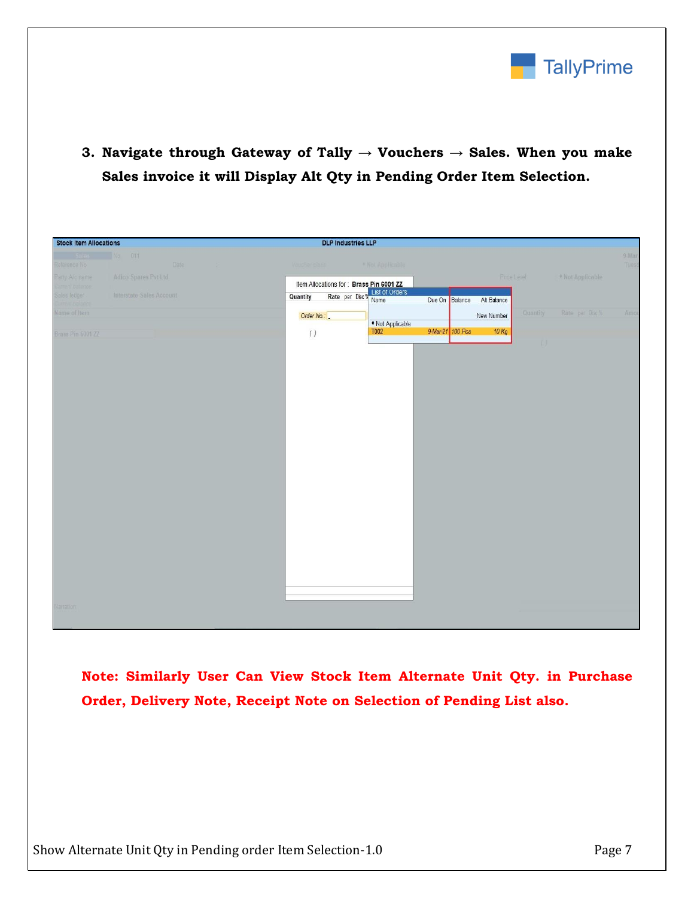3. **Navigate through Gateway of Tally → Vouchers → Sales. When you make Sales invoice it will Display Alt Qty in Pending Order Item Selection.**

**Note: Similarly User Can View Stock Item Alternate Unit Qty. in Purchase Order, Delivery Note, Receipt Note on Selection of Pending List also.**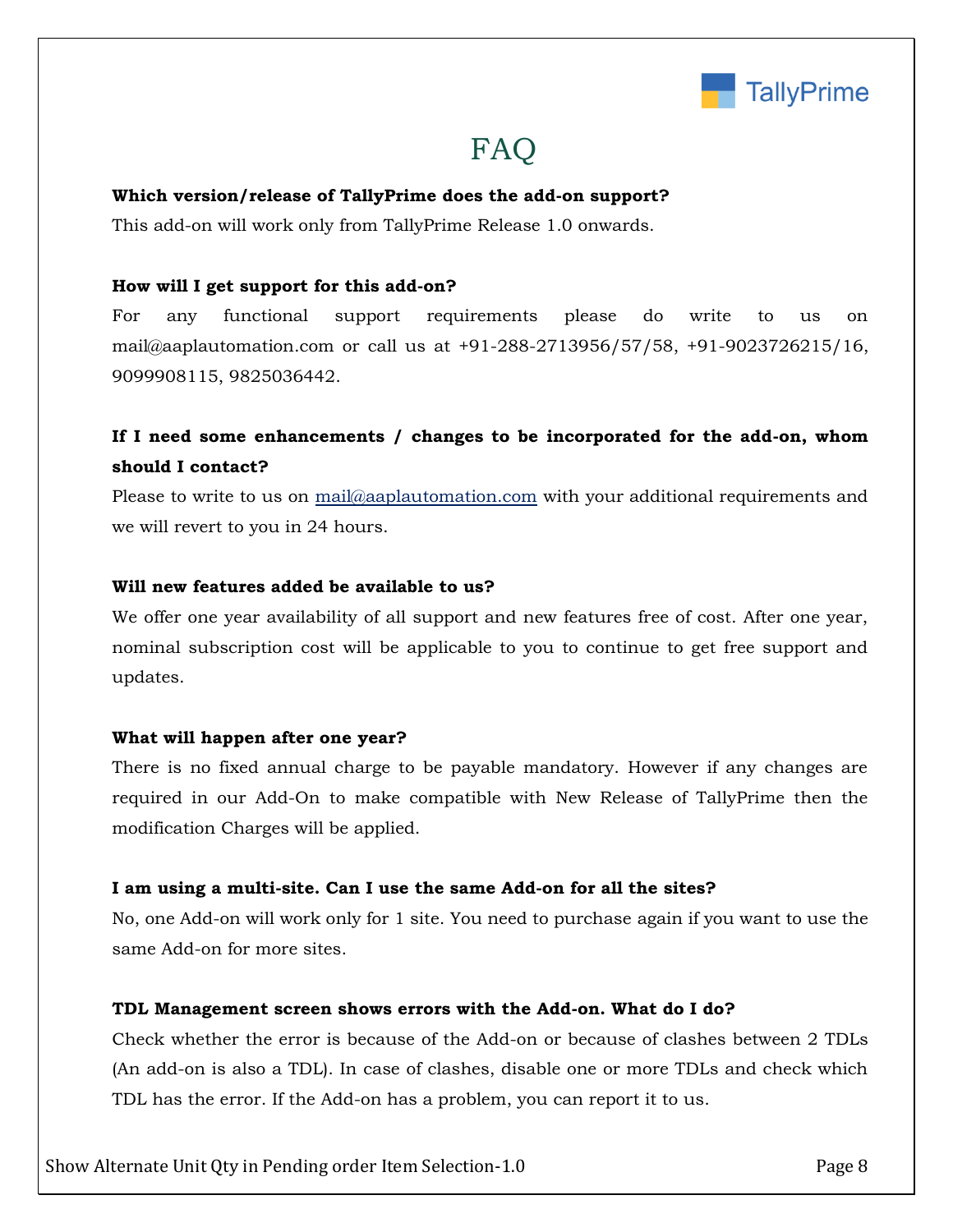# FAQ

**Which version/release of TallyPrime does the add-on support?**

This add-on will work only from TallyPrime Release 1.0 onwards.

**How will I get support for this add-on?**

For any functional support requirements please do write to us on mail@aaplautomation.com or call us at +91-288-2713956/57/58, +91-9023726215/16, 9099908115, 9825036442.

**If I need some enhancements / changes to be incorporated for the add-on, whom should I contact?**

Please to write to us on mail@aaplautomation.com with your additional requirements and we will revert to you in 24 hours.

**Will new features added be available to us?**

We offer one year availability of all support and new features free of cost. After one year, nominal subscription cost will be applicable to you to continue to get free support and updates.

**What will happen after one year?**

There is no fixed annual charge to be payable mandatory. However if any changes are required in our Add-On to make compatible with New Release of TallyPrime then the modification Charges will be applied.

**I am using a multi-site. Can I use the same Add-on for all the sites?**

No, one Add-on will work only for 1 site. You need to purchase again if you want to use the same Add-on for more sites.

**TDL Management screen shows errors with the Add-on. What do I do?**

Check whether the error is because of the Add-on or because of clashes between 2 TDLs (An add-on is also a TDL). In case of clashes, disable one or more TDLs and check which TDL has the error. If the Add-on has a problem, you can report it to us.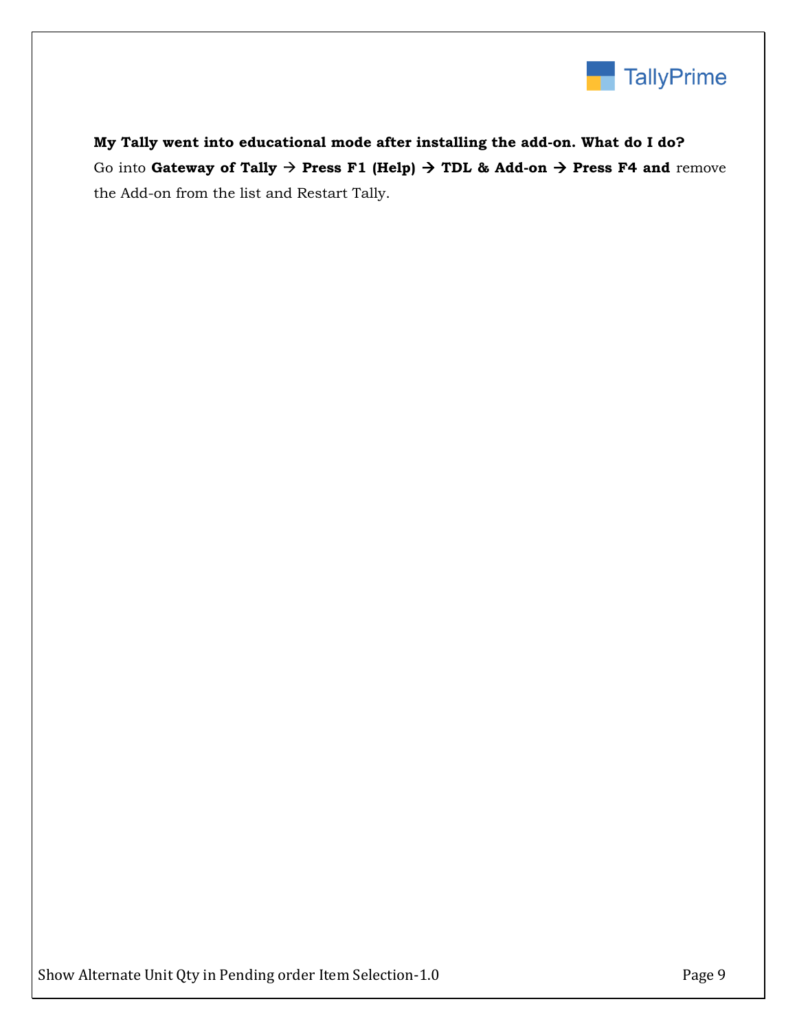**My Tally went into educational mode after installing the add-on. What do I do?**

Go into **Gateway of Tally → Press F1 (Help) → TDL & Add-on → Press F4 and** remove the Add-on from the list and Restart Tally.